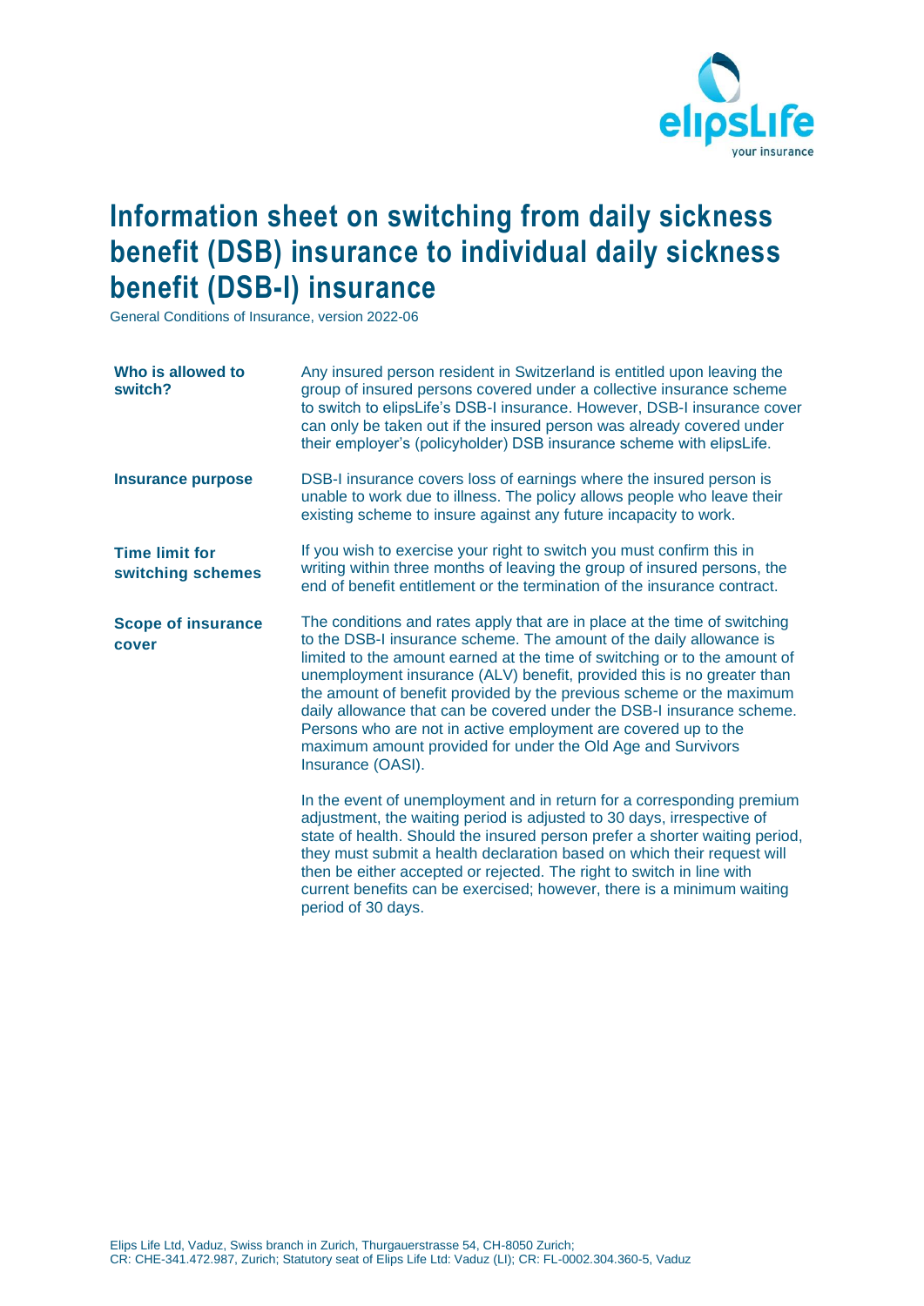# Information sheet on switching from daily sickness benefit (DSB) insurance to individual daily sickness benefit (DSB-I) insurance

General Conditions of Insurance, version 2022-06

| | |
|---|---|
| **Who is allowed to switch?** | Any insured person resident in Switzerland is entitled upon leaving the group of insured persons covered under a collective insurance scheme to switch to elipsLife's DSB-I insurance. However, DSB-I insurance cover can only be taken out if the insured person was already covered under their employer's (policyholder) DSB insurance scheme with elipsLife. |
| **Insurance purpose** | DSB-I insurance covers loss of earnings where the insured person is unable to work due to illness. The policy allows people who leave their existing scheme to insure against any future incapacity to work. |
| **Time limit for switching schemes** | If you wish to exercise your right to switch you must confirm this in writing within three months of leaving the group of insured persons, the end of benefit entitlement or the termination of the insurance contract. |
| **Scope of insurance cover** | The conditions and rates apply that are in place at the time of switching to the DSB-I insurance scheme. The amount of the daily allowance is limited to the amount earned at the time of switching or to the amount of unemployment insurance (ALV) benefit, provided this is no greater than the amount of benefit provided by the previous scheme or the maximum daily allowance that can be covered under the DSB-I insurance scheme. Persons who are not in active employment are covered up to the maximum amount provided for under the Old Age and Survivors Insurance (OASI).<br><br>In the event of unemployment and in return for a corresponding premium adjustment, the waiting period is adjusted to 30 days, irrespective of state of health. Should the insured person prefer a shorter waiting period, they must submit a health declaration based on which their request will then be either accepted or rejected. The right to switch in line with current benefits can be exercised; however, there is a minimum waiting period of 30 days. |

Elips Life Ltd, Vaduz, Swiss branch in Zurich, Thurgauerstrasse 54, CH-8050 Zurich;
CR: CHE-341.472.987, Zurich; Statutory seat of Elips Life Ltd: Vaduz (LI); CR: FL-0002.304.360-5, Vaduz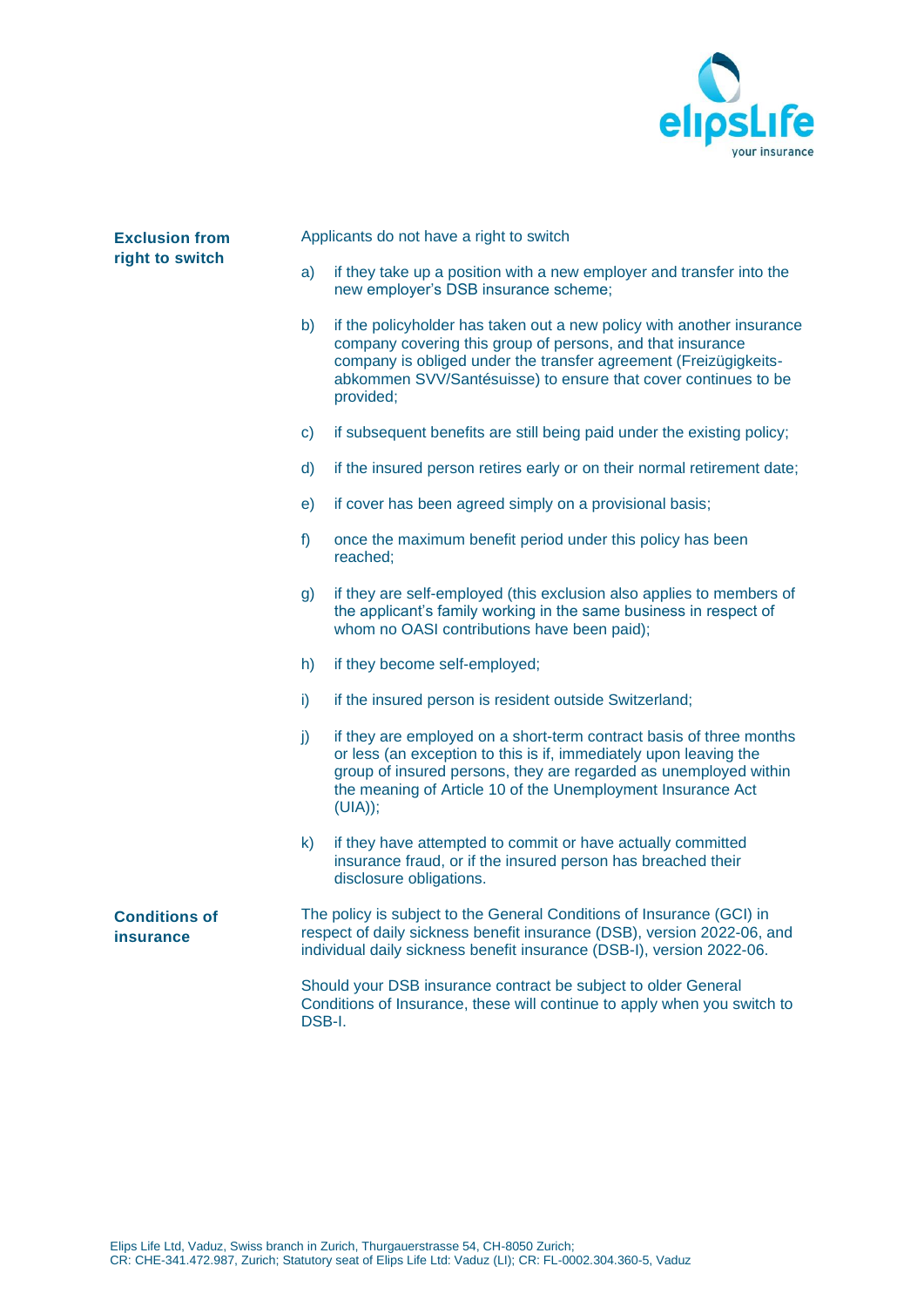**Exclusion from right to switch**

Applicants do not have a right to switch

a) if they take up a position with a new employer and transfer into the new employer's DSB insurance scheme;

b) if the policyholder has taken out a new policy with another insurance company covering this group of persons, and that insurance company is obliged under the transfer agreement (Freizügigkeits-abkommen SVV/Santésuisse) to ensure that cover continues to be provided;

c) if subsequent benefits are still being paid under the existing policy;

d) if the insured person retires early or on their normal retirement date;

e) if cover has been agreed simply on a provisional basis;

f) once the maximum benefit period under this policy has been reached;

g) if they are self-employed (this exclusion also applies to members of the applicant's family working in the same business in respect of whom no OASI contributions have been paid);

h) if they become self-employed;

i) if the insured person is resident outside Switzerland;

j) if they are employed on a short-term contract basis of three months or less (an exception to this is if, immediately upon leaving the group of insured persons, they are regarded as unemployed within the meaning of Article 10 of the Unemployment Insurance Act (UIA));

k) if they have attempted to commit or have actually committed insurance fraud, or if the insured person has breached their disclosure obligations.

**Conditions of insurance**

The policy is subject to the General Conditions of Insurance (GCI) in respect of daily sickness benefit insurance (DSB), version 2022-06, and individual daily sickness benefit insurance (DSB-I), version 2022-06.

Should your DSB insurance contract be subject to older General Conditions of Insurance, these will continue to apply when you switch to DSB-I.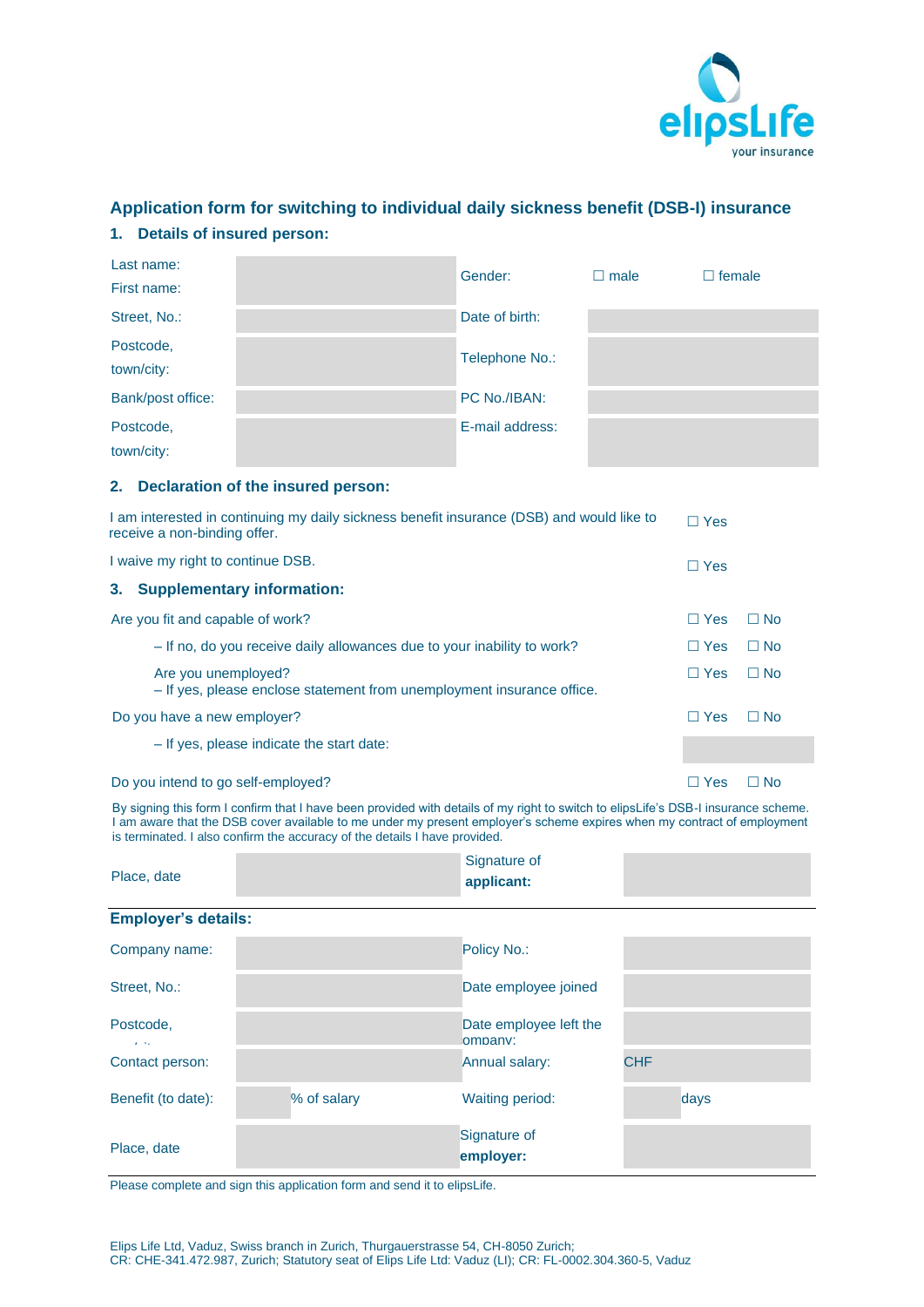elipsLife
your insurance

## Application form for switching to individual daily sickness benefit (DSB-I) insurance

### 1. Details of insured person:

| | | | | |
|---|---|---|---|---|
| Last name:<br>First name: | | Gender: | ☐ male | ☐ female |
| Street, No.: | | Date of birth: | | |
| Postcode, town/city: | | Telephone No.: | | |
| Bank/post office: | | PC No./IBAN: | | |
| Postcode, town/city: | | E-mail address: | | |

### 2. Declaration of the insured person:

| | | |
|---|---|---|
| I am interested in continuing my daily sickness benefit insurance (DSB) and would like to receive a non-binding offer. | ☐ Yes | |
| I waive my right to continue DSB. | ☐ Yes | |

### 3. Supplementary information:

| | | |
|---|---|---|
| Are you fit and capable of work? | ☐ Yes | ☐ No |
| – If no, do you receive daily allowances due to your inability to work? | ☐ Yes | ☐ No |
| Are you unemployed?<br>– If yes, please enclose statement from unemployment insurance office. | ☐ Yes | ☐ No |
| Do you have a new employer? | ☐ Yes | ☐ No |
| – If yes, please indicate the start date: | | |
| Do you intend to go self-employed? | ☐ Yes | ☐ No |

By signing this form I confirm that I have been provided with details of my right to switch to elipsLife's DSB-I insurance scheme. I am aware that the DSB cover available to me under my present employer's scheme expires when my contract of employment is terminated. I also confirm the accuracy of the details I have provided.

| | | | |
|---|---|---|---|
| Place, date | | Signature of **applicant:** | |

### Employer's details:

| | | | |
|---|---|---|---|
| Company name: | | Policy No.: | |
| Street, No.: | | Date employee joined | |
| Postcode, town/city: | | Date employee left the company: | |
| Contact person: | | Annual salary: | CHF |
| Benefit (to date): | % of salary | Waiting period: | days |
| Place, date | | Signature of **employer:** | |

Please complete and sign this application form and send it to elipsLife.

Elips Life Ltd, Vaduz, Swiss branch in Zurich, Thurgauerstrasse 54, CH-8050 Zurich;
CR: CHE-341.472.987, Zurich; Statutory seat of Elips Life Ltd: Vaduz (LI); CR: FL-0002.304.360-5, Vaduz